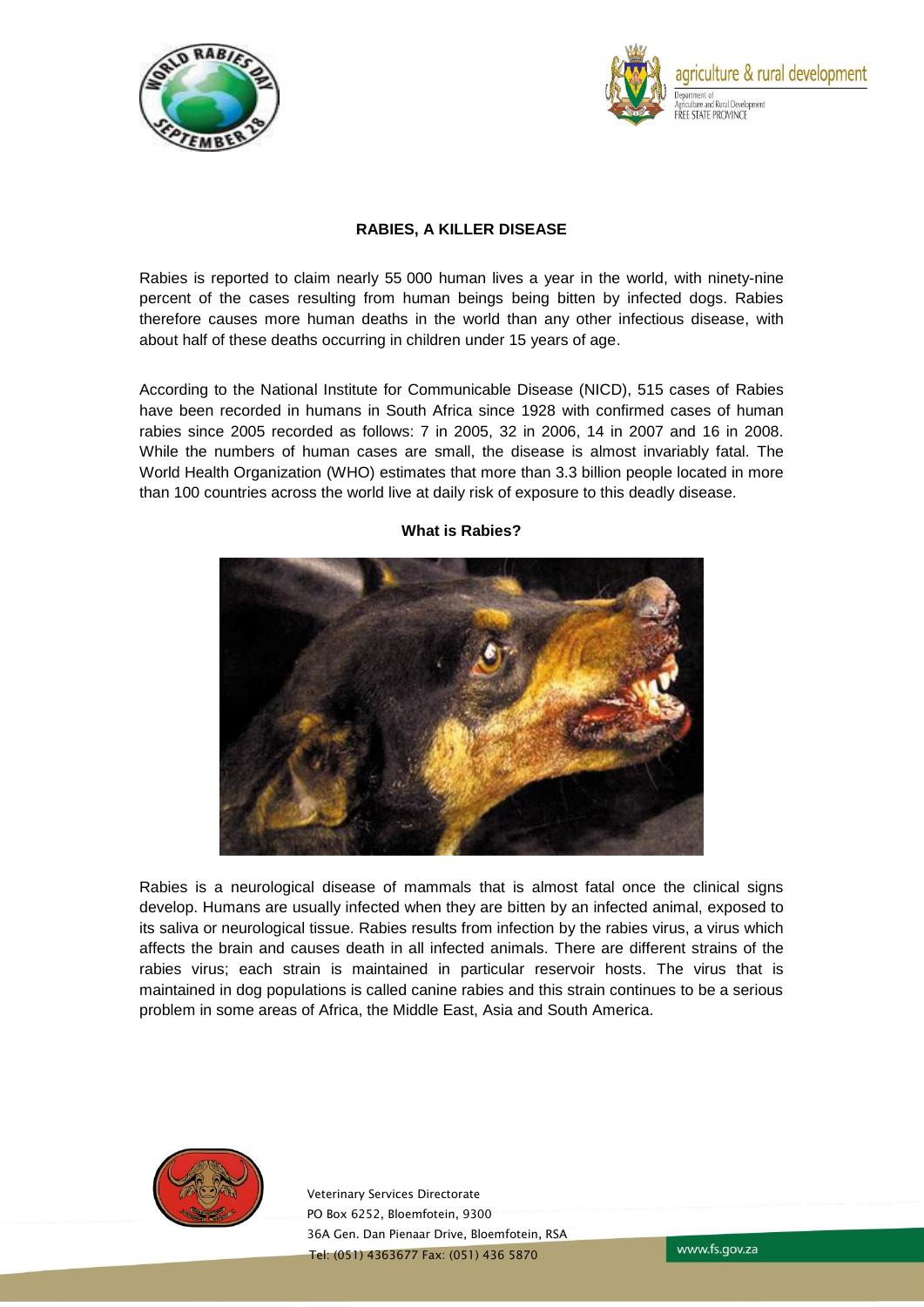# RABIES, A KILLER DISEASE

Rabies is reported to claim nearly 55 000 human lives a year in the world, with ninety-nine percent of the cases resulting from human beings being bitten by infected dogs. Rabies therefore causes more human deaths in the world than any other infectious disease, with about half of these deaths occurring in children under 15 years of age.

According to the National Institute for Communicable Disease (NICD), 515 cases of Rabies have been recorded in humans in South Africa since 1928 with confirmed cases of human rabies since 2005 recorded as follows: 7 in 2005, 32 in 2006, 14 in 2007 and 16 in 2008. While the numbers of human cases are small, the disease is almost invariably fatal. The World Health Organization (WHO) estimates that more than 3.3 billion people located in more than 100 countries across the world live at daily risk of exposure to this deadly disease.

## What is Rabies?

Rabies is a neurological disease of mammals that is almost fatal once the clinical signs develop. Humans are usually infected when they are bitten by an infected animal, exposed to its saliva or neurological tissue. Rabies results from infection by the rabies virus, a virus which affects the brain and causes death in all infected animals. There are different strains of the rabies virus; each strain is maintained in particular reservoir hosts. The virus that is maintained in dog populations is called canine rabies and this strain continues to be a serious problem in some areas of Africa, the Middle East, Asia and South America.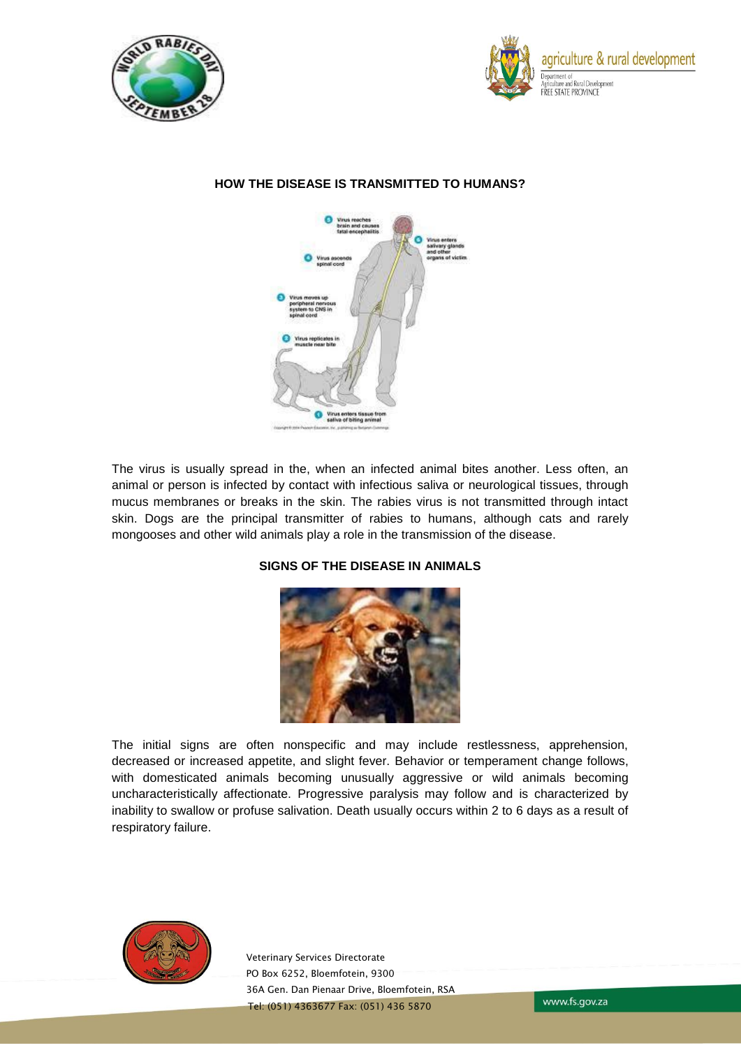## HOW THE DISEASE IS TRANSMITTED TO HUMANS?

The virus is usually spread in the, when an infected animal bites another. Less often, an animal or person is infected by contact with infectious saliva or neurological tissues, through mucus membranes or breaks in the skin. The rabies virus is not transmitted through intact skin. Dogs are the principal transmitter of rabies to humans, although cats and rarely mongooses and other wild animals play a role in the transmission of the disease.

## SIGNS OF THE DISEASE IN ANIMALS

The initial signs are often nonspecific and may include restlessness, apprehension, decreased or increased appetite, and slight fever. Behavior or temperament change follows, with domesticated animals becoming unusually aggressive or wild animals becoming uncharacteristically affectionate. Progressive paralysis may follow and is characterized by inability to swallow or profuse salivation. Death usually occurs within 2 to 6 days as a result of respiratory failure.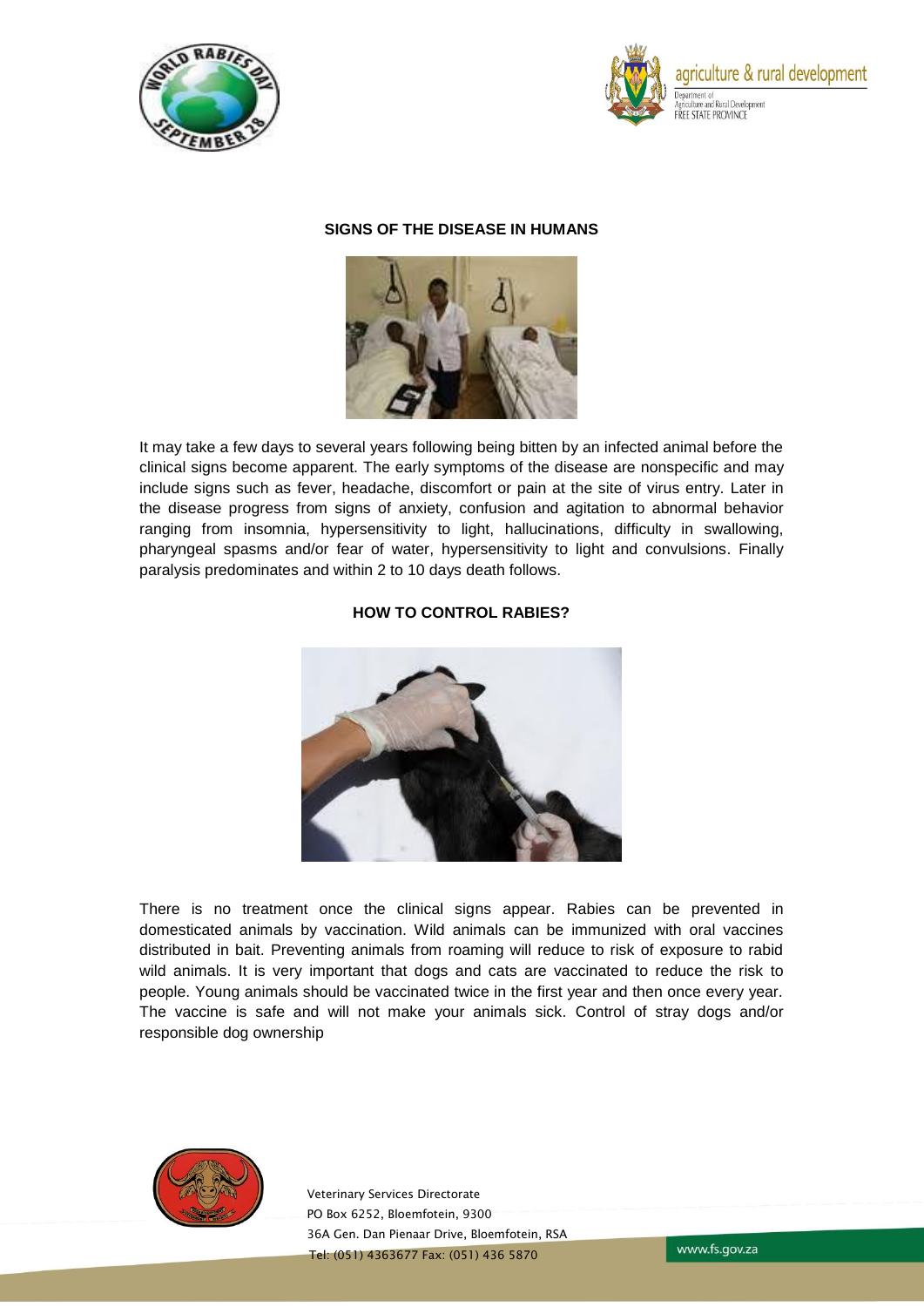## SIGNS OF THE DISEASE IN HUMANS

It may take a few days to several years following being bitten by an infected animal before the clinical signs become apparent. The early symptoms of the disease are nonspecific and may include signs such as fever, headache, discomfort or pain at the site of virus entry. Later in the disease progress from signs of anxiety, confusion and agitation to abnormal behavior ranging from insomnia, hypersensitivity to light, hallucinations, difficulty in swallowing, pharyngeal spasms and/or fear of water, hypersensitivity to light and convulsions. Finally paralysis predominates and within 2 to 10 days death follows.

## HOW TO CONTROL RABIES?

There is no treatment once the clinical signs appear. Rabies can be prevented in domesticated animals by vaccination. Wild animals can be immunized with oral vaccines distributed in bait. Preventing animals from roaming will reduce to risk of exposure to rabid wild animals. It is very important that dogs and cats are vaccinated to reduce the risk to people. Young animals should be vaccinated twice in the first year and then once every year. The vaccine is safe and will not make your animals sick. Control of stray dogs and/or responsible dog ownership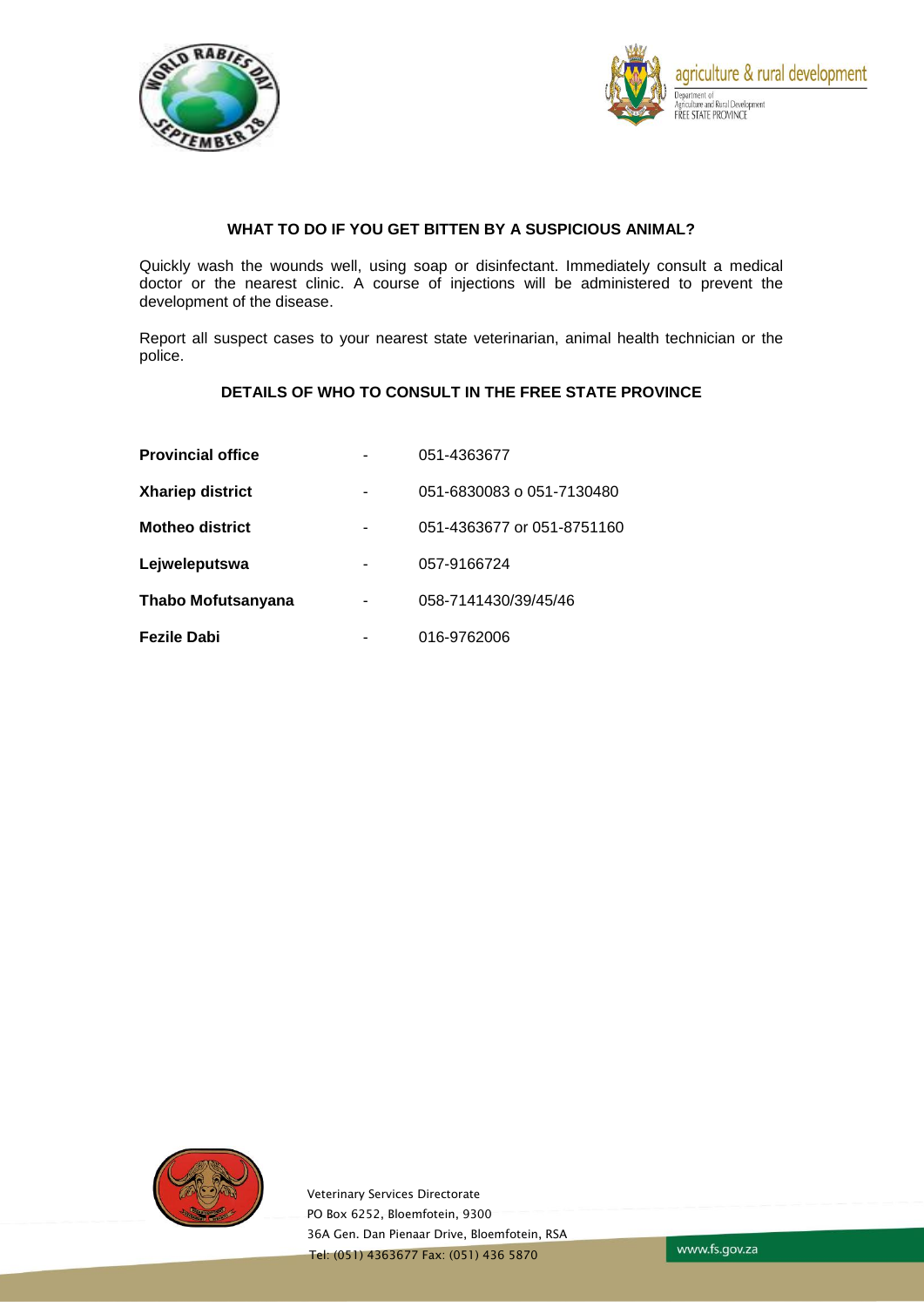## WHAT TO DO IF YOU GET BITTEN BY A SUSPICIOUS ANIMAL?

Quickly wash the wounds well, using soap or disinfectant. Immediately consult a medical doctor or the nearest clinic. A course of injections will be administered to prevent the development of the disease.

Report all suspect cases to your nearest state veterinarian, animal health technician or the police.

## DETAILS OF WHO TO CONSULT IN THE FREE STATE PROVINCE

| | | |
|---|---|---|
| **Provincial office** | - | 051-4363677 |
| **Xhariep district** | - | 051-6830083 o 051-7130480 |
| **Motheo district** | - | 051-4363677 or 051-8751160 |
| **Lejweleputswa** | - | 057-9166724 |
| **Thabo Mofutsanyana** | - | 058-7141430/39/45/46 |
| **Fezile Dabi** | - | 016-9762006 |

Veterinary Services Directorate
PO Box 6252, Bloemfotein, 9300
36A Gen. Dan Pienaar Drive, Bloemfotein, RSA
Tel: (051) 4363677 Fax: (051) 436 5870

www.fs.gov.za